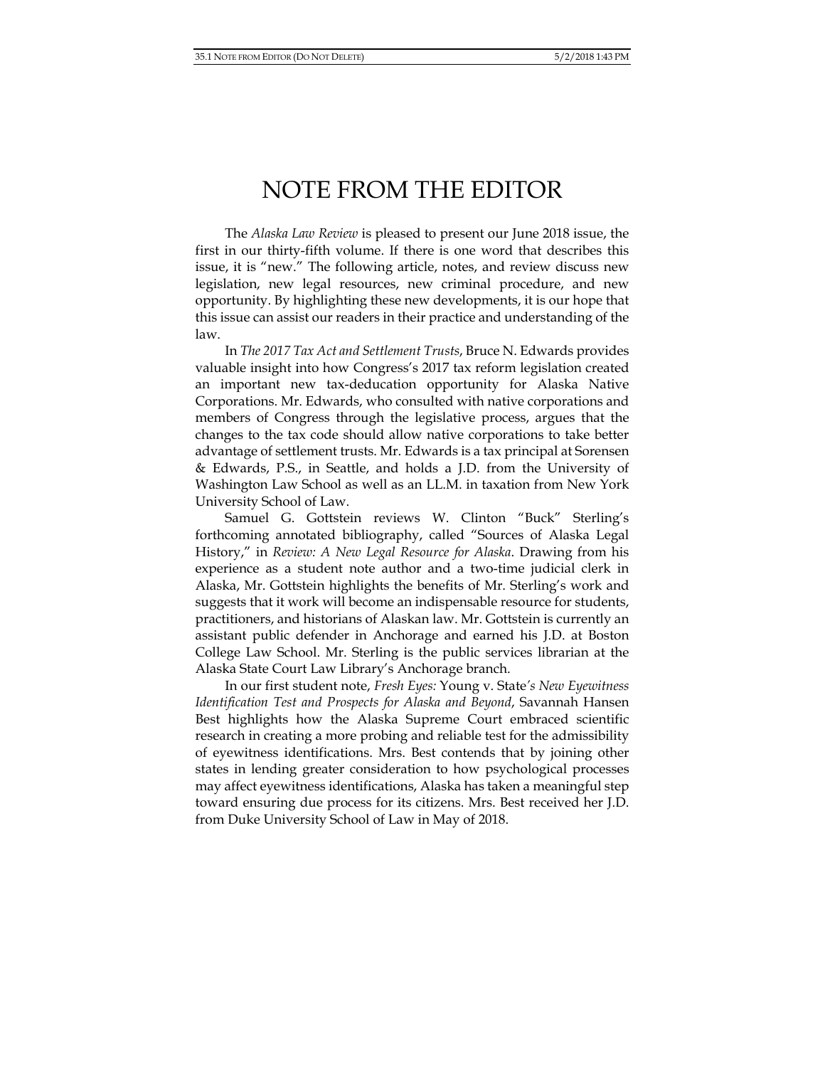# NOTE FROM THE EDITOR

The *Alaska Law Review* is pleased to present our June 2018 issue, the first in our thirty-fifth volume. If there is one word that describes this issue, it is "new." The following article, notes, and review discuss new legislation, new legal resources, new criminal procedure, and new opportunity. By highlighting these new developments, it is our hope that this issue can assist our readers in their practice and understanding of the law.

In *The 2017 Tax Act and Settlement Trusts*, Bruce N. Edwards provides valuable insight into how Congress's 2017 tax reform legislation created an important new tax-deducation opportunity for Alaska Native Corporations. Mr. Edwards, who consulted with native corporations and members of Congress through the legislative process, argues that the changes to the tax code should allow native corporations to take better advantage of settlement trusts. Mr. Edwards is a tax principal at Sorensen & Edwards, P.S., in Seattle, and holds a J.D. from the University of Washington Law School as well as an LL.M. in taxation from New York University School of Law.

Samuel G. Gottstein reviews W. Clinton "Buck" Sterling's forthcoming annotated bibliography, called "Sources of Alaska Legal History," in *Review: A New Legal Resource for Alaska*. Drawing from his experience as a student note author and a two-time judicial clerk in Alaska, Mr. Gottstein highlights the benefits of Mr. Sterling's work and suggests that it work will become an indispensable resource for students, practitioners, and historians of Alaskan law. Mr. Gottstein is currently an assistant public defender in Anchorage and earned his J.D. at Boston College Law School. Mr. Sterling is the public services librarian at the Alaska State Court Law Library's Anchorage branch.

In our first student note, *Fresh Eyes:* Young v. State*'s New Eyewitness Identification Test and Prospects for Alaska and Beyond*, Savannah Hansen Best highlights how the Alaska Supreme Court embraced scientific research in creating a more probing and reliable test for the admissibility of eyewitness identifications. Mrs. Best contends that by joining other states in lending greater consideration to how psychological processes may affect eyewitness identifications, Alaska has taken a meaningful step toward ensuring due process for its citizens. Mrs. Best received her J.D. from Duke University School of Law in May of 2018.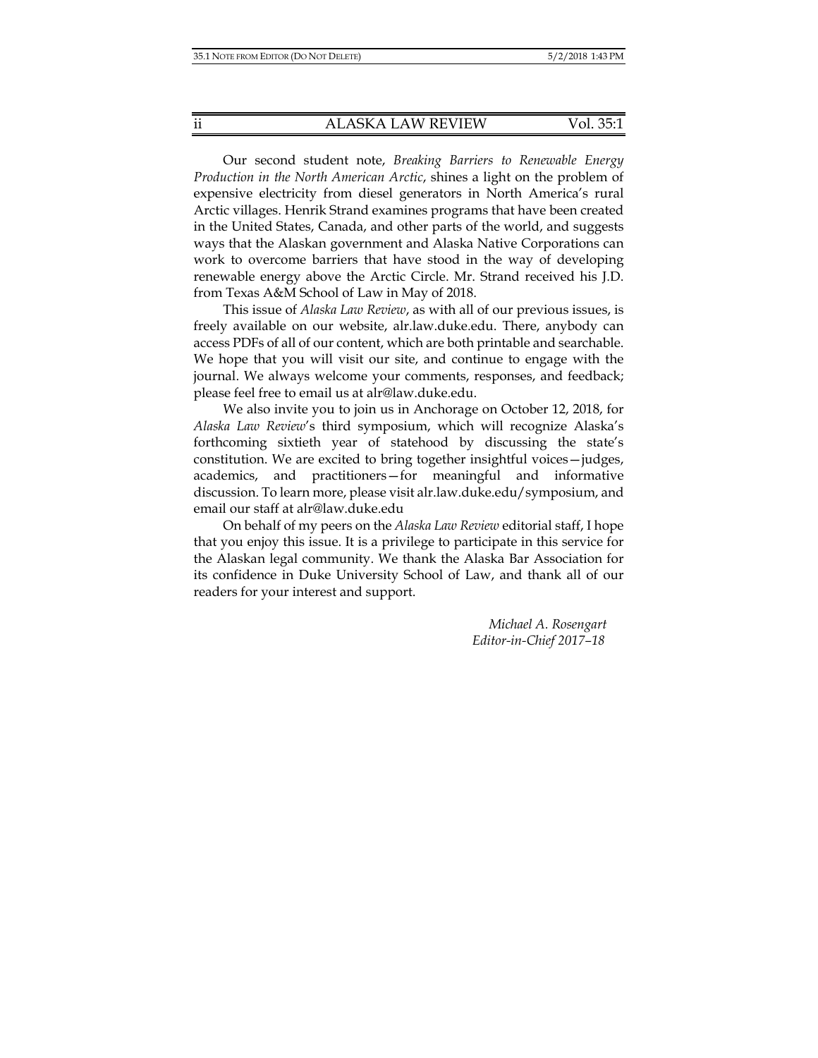Our second student note, *Breaking Barriers to Renewable Energy Production in the North American Arctic*, shines a light on the problem of expensive electricity from diesel generators in North America's rural Arctic villages. Henrik Strand examines programs that have been created in the United States, Canada, and other parts of the world, and suggests ways that the Alaskan government and Alaska Native Corporations can work to overcome barriers that have stood in the way of developing renewable energy above the Arctic Circle. Mr. Strand received his J.D. from Texas A&M School of Law in May of 2018.

This issue of *Alaska Law Review*, as with all of our previous issues, is freely available on our website, alr.law.duke.edu. There, anybody can access PDFs of all of our content, which are both printable and searchable. We hope that you will visit our site, and continue to engage with the journal. We always welcome your comments, responses, and feedback; please feel free to email us at alr@law.duke.edu.

We also invite you to join us in Anchorage on October 12, 2018, for *Alaska Law Review*'s third symposium, which will recognize Alaska's forthcoming sixtieth year of statehood by discussing the state's constitution. We are excited to bring together insightful voices—judges, academics, and practitioners—for meaningful and informative discussion. To learn more, please visit alr.law.duke.edu/symposium, and email our staff at alr@law.duke.edu

On behalf of my peers on the *Alaska Law Review* editorial staff, I hope that you enjoy this issue. It is a privilege to participate in this service for the Alaskan legal community. We thank the Alaska Bar Association for its confidence in Duke University School of Law, and thank all of our readers for your interest and support.

*Michael A. Rosengart*
*Editor-in-Chief 2017–18*